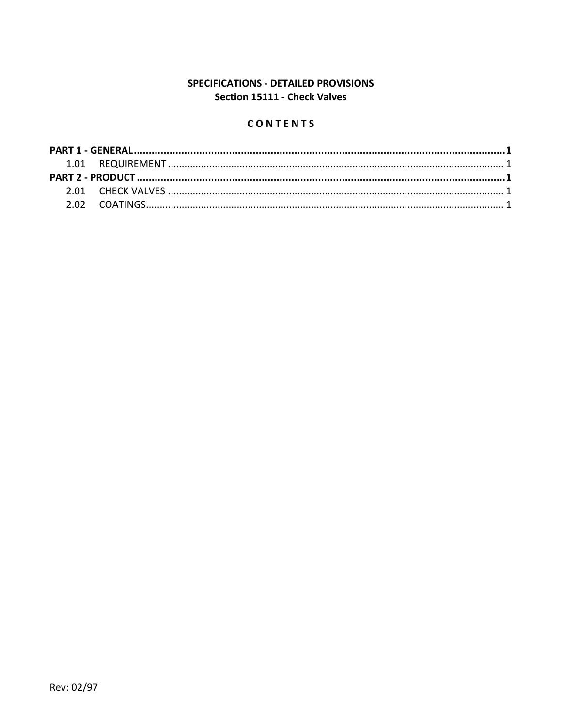**SPECIFICATIONS - DETAILED PROVISIONS**
**Section 15111 - Check Valves**

**C O N T E N T S**

**PART 1 - GENERAL ........................................................................................................................ 1**
  1.01 REQUIREMENT ........................................................................................................................ 1
**PART 2 - PRODUCT ........................................................................................................................ 1**
  2.01 CHECK VALVES ........................................................................................................................ 1
  2.02 COATINGS................................................................................................................................ 1

Rev: 02/97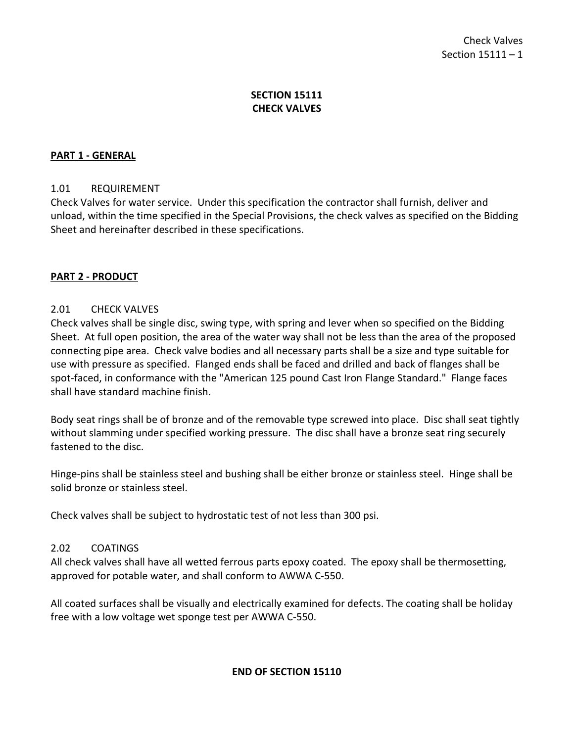# SECTION 15111
# CHECK VALVES

## PART 1 - GENERAL

### 1.01 REQUIREMENT

Check Valves for water service. Under this specification the contractor shall furnish, deliver and unload, within the time specified in the Special Provisions, the check valves as specified on the Bidding Sheet and hereinafter described in these specifications.

## PART 2 - PRODUCT

### 2.01 CHECK VALVES

Check valves shall be single disc, swing type, with spring and lever when so specified on the Bidding Sheet. At full open position, the area of the water way shall not be less than the area of the proposed connecting pipe area. Check valve bodies and all necessary parts shall be a size and type suitable for use with pressure as specified. Flanged ends shall be faced and drilled and back of flanges shall be spot-faced, in conformance with the "American 125 pound Cast Iron Flange Standard." Flange faces shall have standard machine finish.

Body seat rings shall be of bronze and of the removable type screwed into place. Disc shall seat tightly without slamming under specified working pressure. The disc shall have a bronze seat ring securely fastened to the disc.

Hinge-pins shall be stainless steel and bushing shall be either bronze or stainless steel. Hinge shall be solid bronze or stainless steel.

Check valves shall be subject to hydrostatic test of not less than 300 psi.

### 2.02 COATINGS

All check valves shall have all wetted ferrous parts epoxy coated. The epoxy shall be thermosetting, approved for potable water, and shall conform to AWWA C-550.

All coated surfaces shall be visually and electrically examined for defects. The coating shall be holiday free with a low voltage wet sponge test per AWWA C-550.

**END OF SECTION 15110**